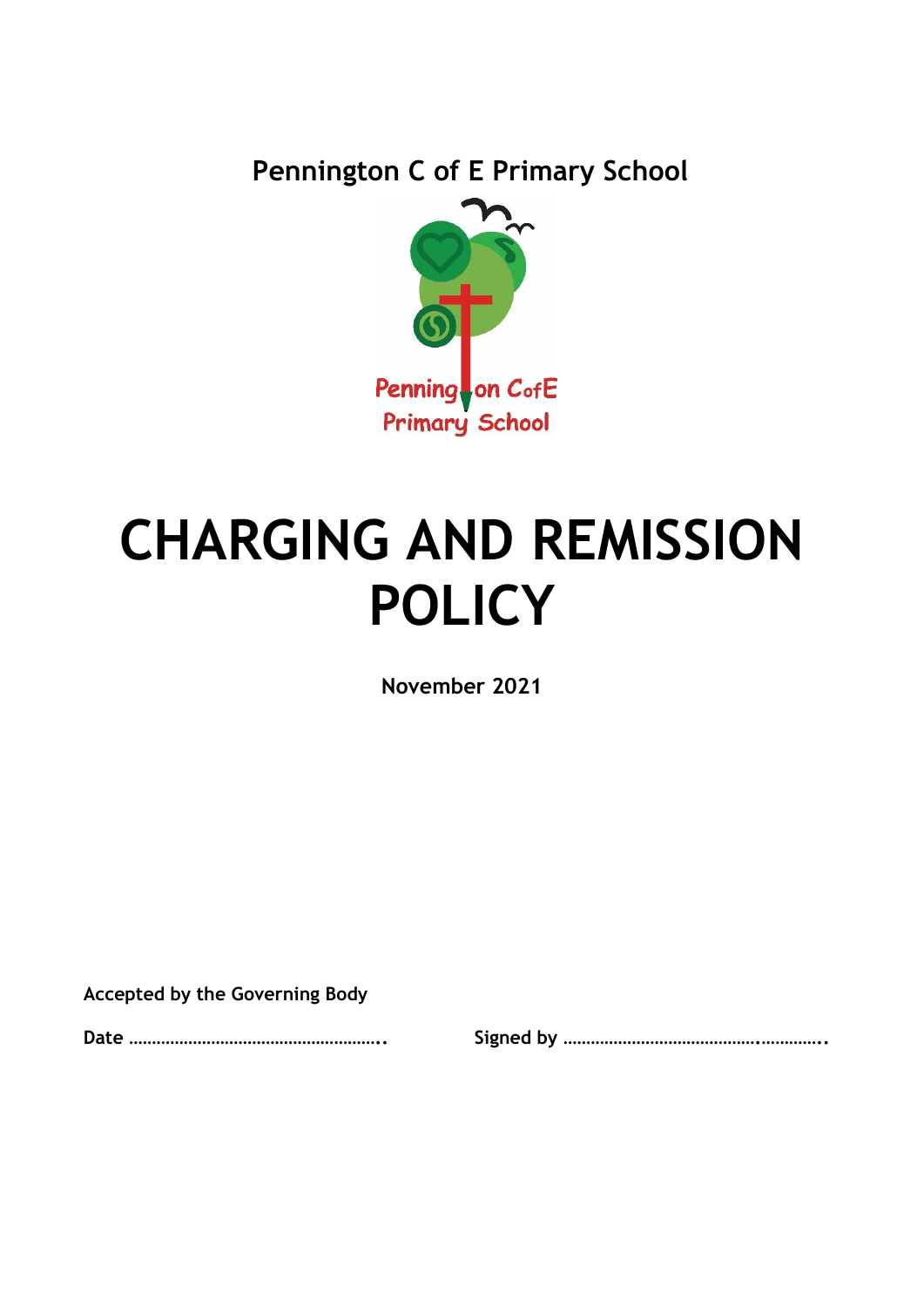Pennington C of E Primary School

# CHARGING AND REMISSION POLICY

**November 2021**

**Accepted by the Governing Body**

**Date ………………………………………………..** **Signed by …………………………………..…………..**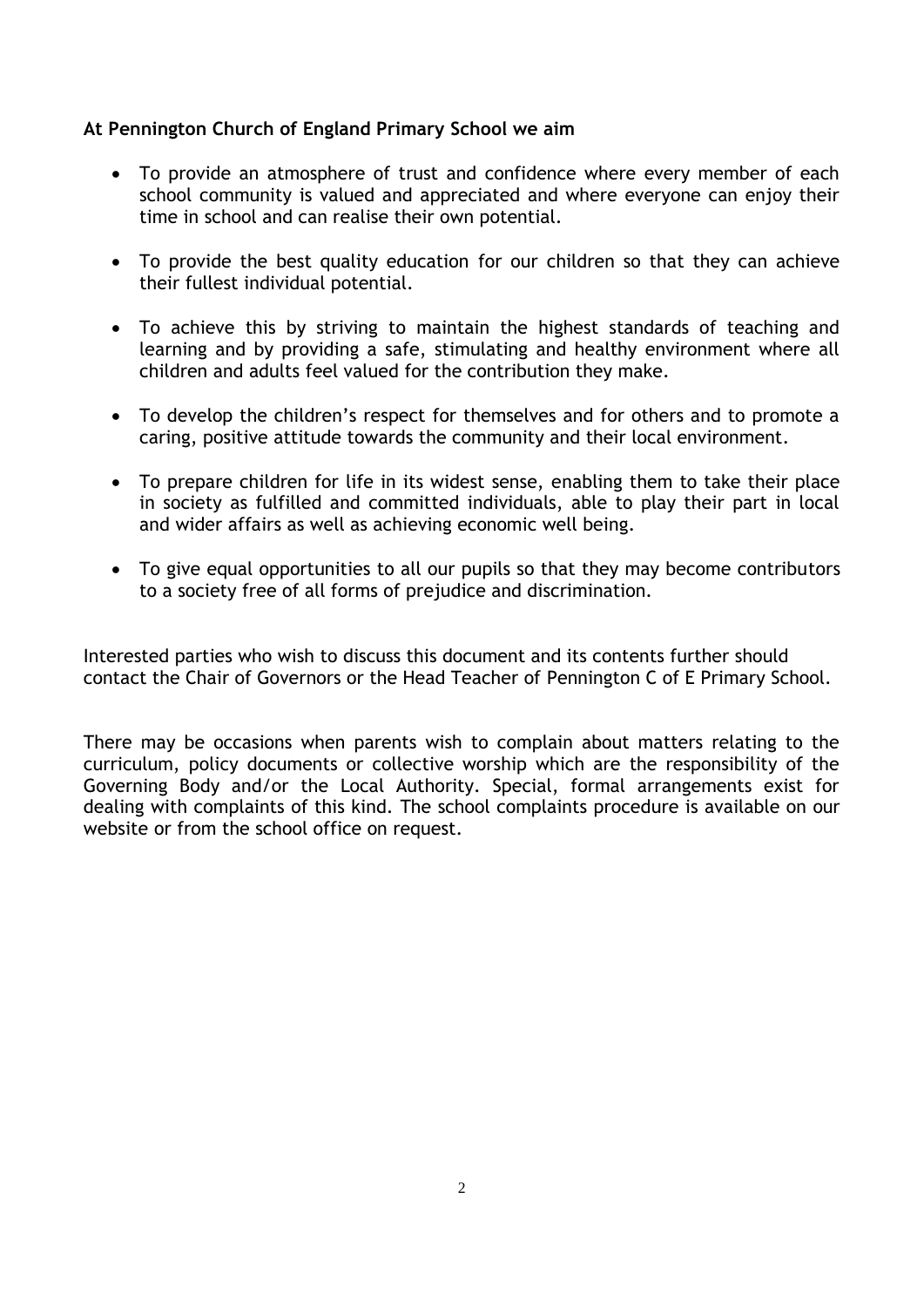**At Pennington Church of England Primary School we aim**

- To provide an atmosphere of trust and confidence where every member of each school community is valued and appreciated and where everyone can enjoy their time in school and can realise their own potential.

- To provide the best quality education for our children so that they can achieve their fullest individual potential.

- To achieve this by striving to maintain the highest standards of teaching and learning and by providing a safe, stimulating and healthy environment where all children and adults feel valued for the contribution they make.

- To develop the children's respect for themselves and for others and to promote a caring, positive attitude towards the community and their local environment.

- To prepare children for life in its widest sense, enabling them to take their place in society as fulfilled and committed individuals, able to play their part in local and wider affairs as well as achieving economic well being.

- To give equal opportunities to all our pupils so that they may become contributors to a society free of all forms of prejudice and discrimination.

Interested parties who wish to discuss this document and its contents further should contact the Chair of Governors or the Head Teacher of Pennington C of E Primary School.

There may be occasions when parents wish to complain about matters relating to the curriculum, policy documents or collective worship which are the responsibility of the Governing Body and/or the Local Authority. Special, formal arrangements exist for dealing with complaints of this kind. The school complaints procedure is available on our website or from the school office on request.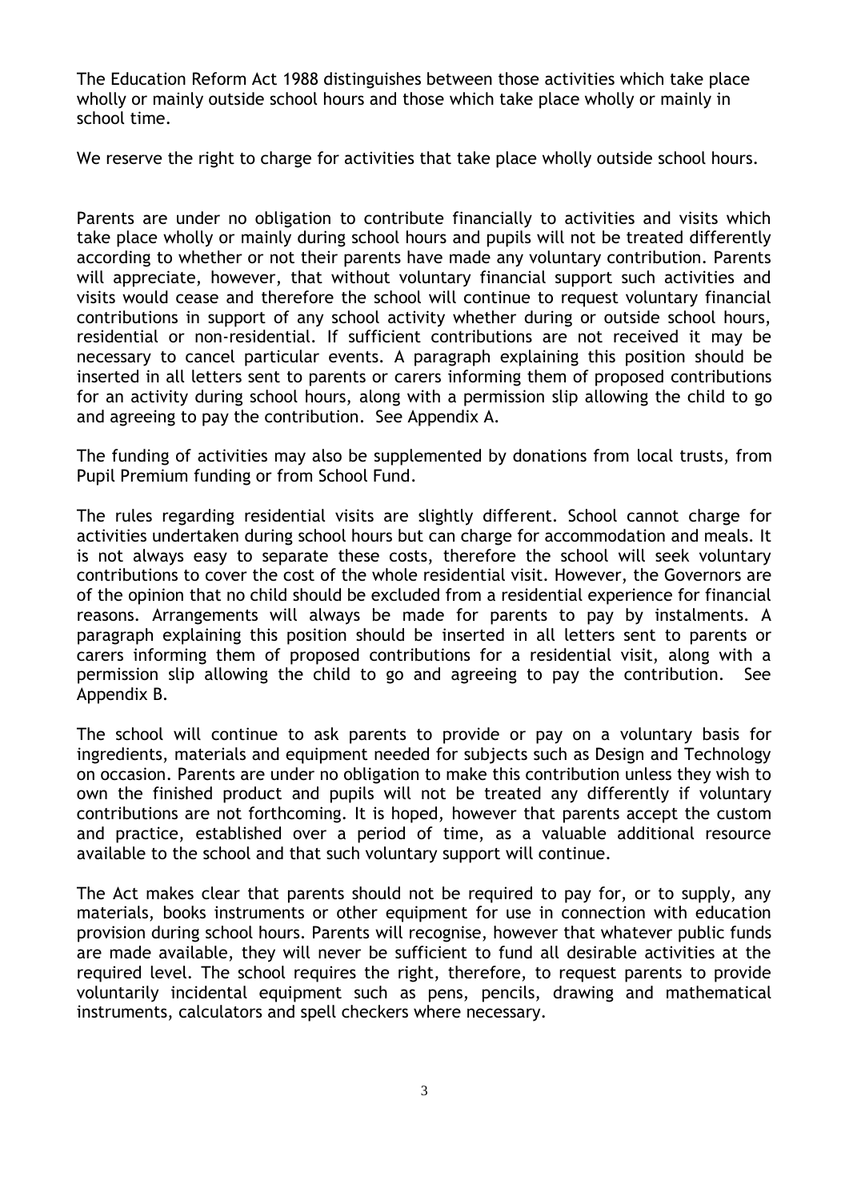The Education Reform Act 1988 distinguishes between those activities which take place wholly or mainly outside school hours and those which take place wholly or mainly in school time.

We reserve the right to charge for activities that take place wholly outside school hours.

Parents are under no obligation to contribute financially to activities and visits which take place wholly or mainly during school hours and pupils will not be treated differently according to whether or not their parents have made any voluntary contribution. Parents will appreciate, however, that without voluntary financial support such activities and visits would cease and therefore the school will continue to request voluntary financial contributions in support of any school activity whether during or outside school hours, residential or non-residential. If sufficient contributions are not received it may be necessary to cancel particular events. A paragraph explaining this position should be inserted in all letters sent to parents or carers informing them of proposed contributions for an activity during school hours, along with a permission slip allowing the child to go and agreeing to pay the contribution. See Appendix A.

The funding of activities may also be supplemented by donations from local trusts, from Pupil Premium funding or from School Fund.

The rules regarding residential visits are slightly different. School cannot charge for activities undertaken during school hours but can charge for accommodation and meals. It is not always easy to separate these costs, therefore the school will seek voluntary contributions to cover the cost of the whole residential visit. However, the Governors are of the opinion that no child should be excluded from a residential experience for financial reasons. Arrangements will always be made for parents to pay by instalments. A paragraph explaining this position should be inserted in all letters sent to parents or carers informing them of proposed contributions for a residential visit, along with a permission slip allowing the child to go and agreeing to pay the contribution. See Appendix B.

The school will continue to ask parents to provide or pay on a voluntary basis for ingredients, materials and equipment needed for subjects such as Design and Technology on occasion. Parents are under no obligation to make this contribution unless they wish to own the finished product and pupils will not be treated any differently if voluntary contributions are not forthcoming. It is hoped, however that parents accept the custom and practice, established over a period of time, as a valuable additional resource available to the school and that such voluntary support will continue.

The Act makes clear that parents should not be required to pay for, or to supply, any materials, books instruments or other equipment for use in connection with education provision during school hours. Parents will recognise, however that whatever public funds are made available, they will never be sufficient to fund all desirable activities at the required level. The school requires the right, therefore, to request parents to provide voluntarily incidental equipment such as pens, pencils, drawing and mathematical instruments, calculators and spell checkers where necessary.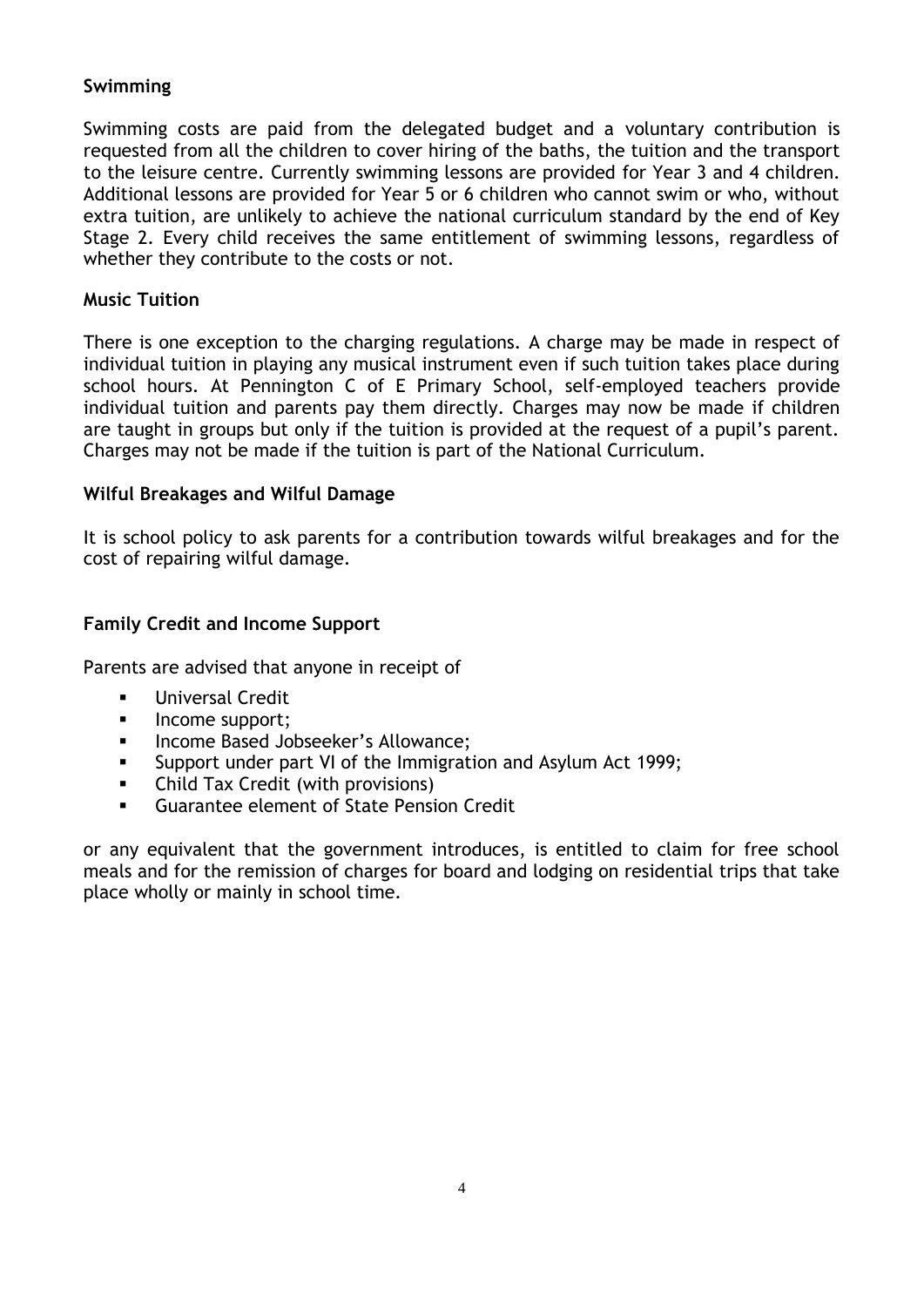### Swimming

Swimming costs are paid from the delegated budget and a voluntary contribution is requested from all the children to cover hiring of the baths, the tuition and the transport to the leisure centre. Currently swimming lessons are provided for Year 3 and 4 children. Additional lessons are provided for Year 5 or 6 children who cannot swim or who, without extra tuition, are unlikely to achieve the national curriculum standard by the end of Key Stage 2. Every child receives the same entitlement of swimming lessons, regardless of whether they contribute to the costs or not.

### Music Tuition

There is one exception to the charging regulations. A charge may be made in respect of individual tuition in playing any musical instrument even if such tuition takes place during school hours. At Pennington C of E Primary School, self-employed teachers provide individual tuition and parents pay them directly. Charges may now be made if children are taught in groups but only if the tuition is provided at the request of a pupil's parent. Charges may not be made if the tuition is part of the National Curriculum.

### Wilful Breakages and Wilful Damage

It is school policy to ask parents for a contribution towards wilful breakages and for the cost of repairing wilful damage.

### Family Credit and Income Support

Parents are advised that anyone in receipt of

- Universal Credit
- Income support;
- Income Based Jobseeker's Allowance;
- Support under part VI of the Immigration and Asylum Act 1999;
- Child Tax Credit (with provisions)
- Guarantee element of State Pension Credit

or any equivalent that the government introduces, is entitled to claim for free school meals and for the remission of charges for board and lodging on residential trips that take place wholly or mainly in school time.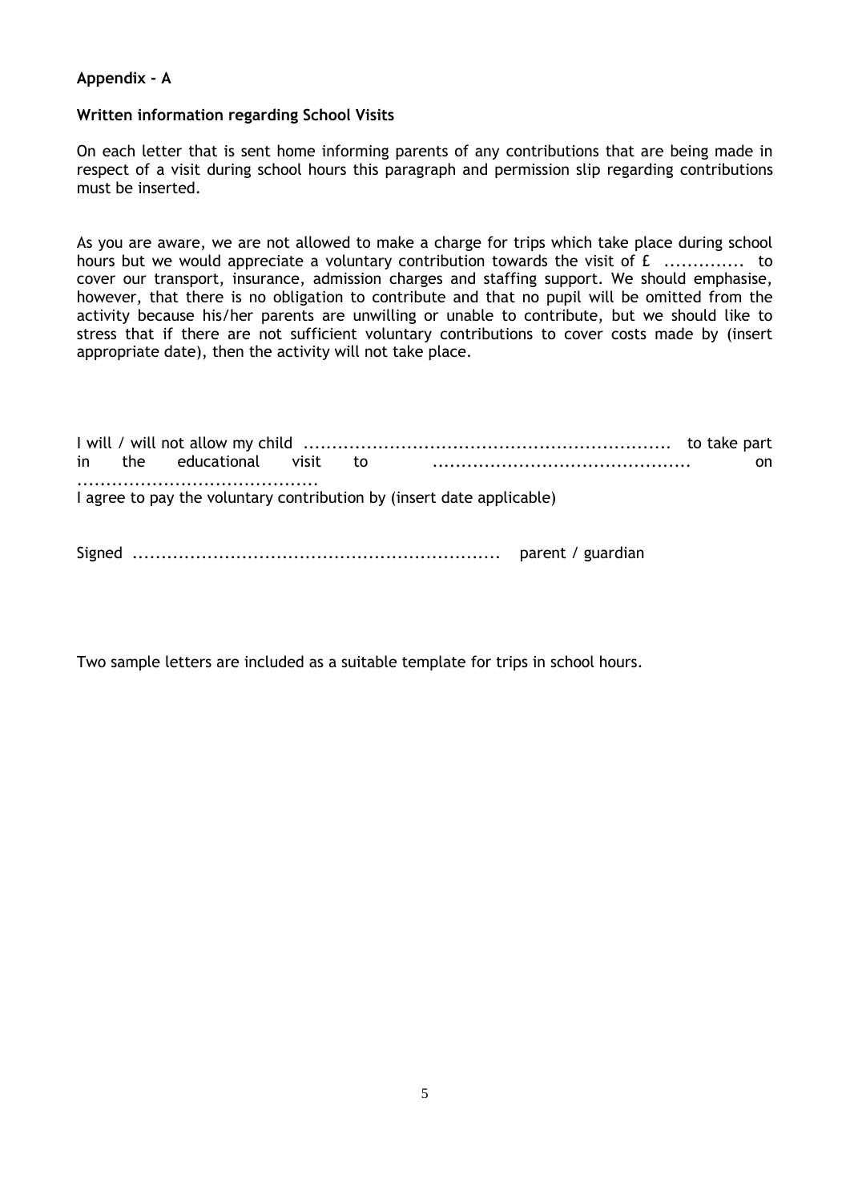**Appendix - A**

**Written information regarding School Visits**

On each letter that is sent home informing parents of any contributions that are being made in respect of a visit during school hours this paragraph and permission slip regarding contributions must be inserted.

As you are aware, we are not allowed to make a charge for trips which take place during school hours but we would appreciate a voluntary contribution towards the visit of £ ............. to cover our transport, insurance, admission charges and staffing support. We should emphasise, however, that there is no obligation to contribute and that no pupil will be omitted from the activity because his/her parents are unwilling or unable to contribute, but we should like to stress that if there are not sufficient voluntary contributions to cover costs made by (insert appropriate date), then the activity will not take place.

I will / will not allow my child ............................................................... to take part in the educational visit to ............................................ on ..........................................
I agree to pay the voluntary contribution by (insert date applicable)

Signed ............................................................... parent / guardian

Two sample letters are included as a suitable template for trips in school hours.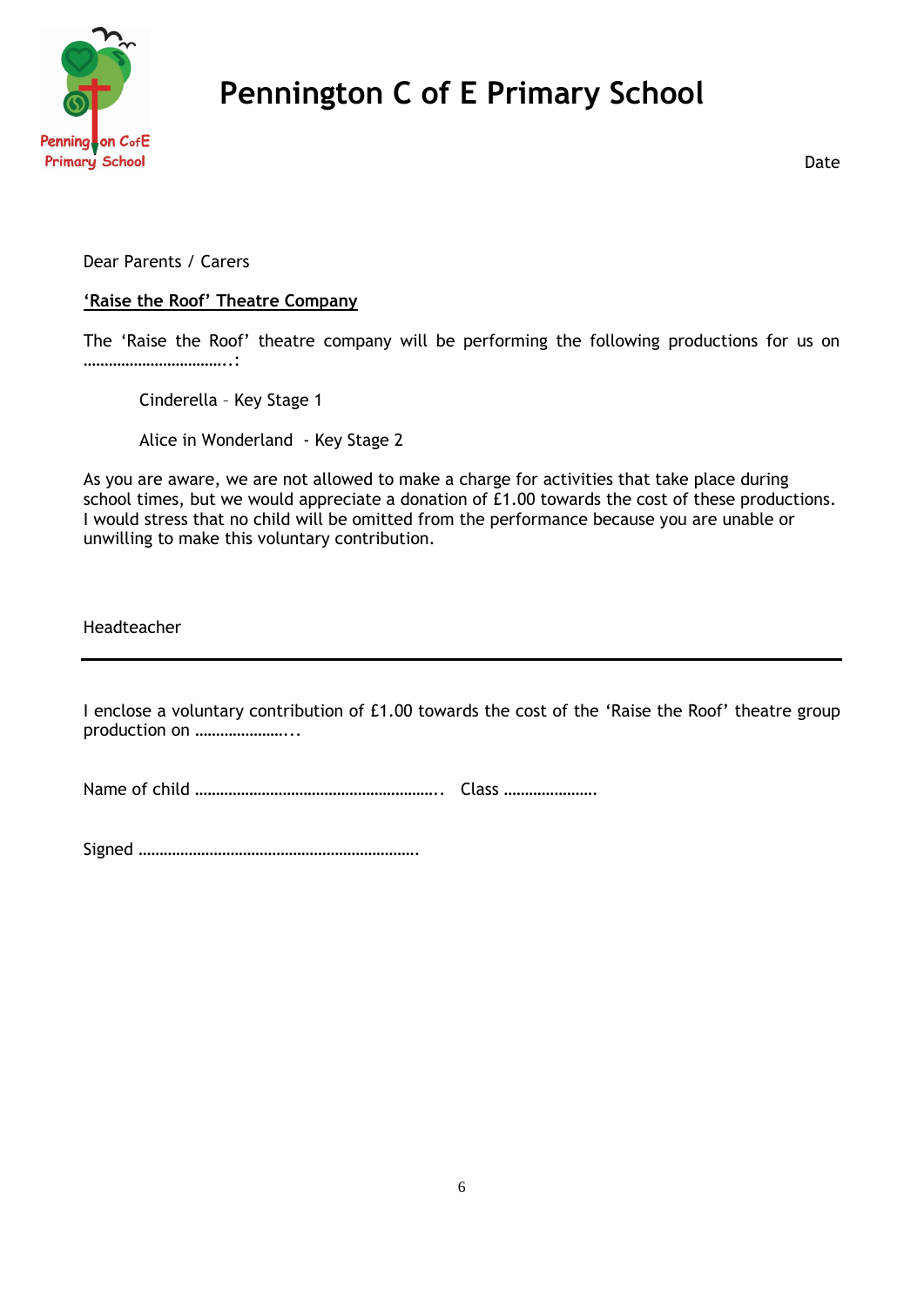# Pennington C of E Primary School

Date

Dear Parents / Carers

**'Raise the Roof' Theatre Company**

The 'Raise the Roof' theatre company will be performing the following productions for us on ……………………………..:

Cinderella – Key Stage 1

Alice in Wonderland - Key Stage 2

As you are aware, we are not allowed to make a charge for activities that take place during school times, but we would appreciate a donation of £1.00 towards the cost of these productions. I would stress that no child will be omitted from the performance because you are unable or unwilling to make this voluntary contribution.

Headteacher

---

I enclose a voluntary contribution of £1.00 towards the cost of the 'Raise the Roof' theatre group production on …………………...

Name of child ………………………………………………….. Class ………………….

Signed ………………………………………………………….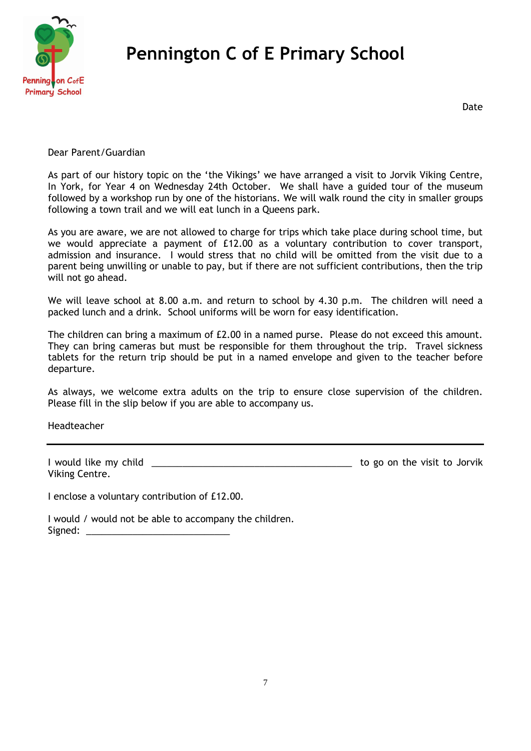# Pennington C of E Primary School

Date

Dear Parent/Guardian

As part of our history topic on the 'the Vikings' we have arranged a visit to Jorvik Viking Centre, In York, for Year 4 on Wednesday 24th October. We shall have a guided tour of the museum followed by a workshop run by one of the historians. We will walk round the city in smaller groups following a town trail and we will eat lunch in a Queens park.

As you are aware, we are not allowed to charge for trips which take place during school time, but we would appreciate a payment of £12.00 as a voluntary contribution to cover transport, admission and insurance. I would stress that no child will be omitted from the visit due to a parent being unwilling or unable to pay, but if there are not sufficient contributions, then the trip will not go ahead.

We will leave school at 8.00 a.m. and return to school by 4.30 p.m. The children will need a packed lunch and a drink. School uniforms will be worn for easy identification.

The children can bring a maximum of £2.00 in a named purse. Please do not exceed this amount. They can bring cameras but must be responsible for them throughout the trip. Travel sickness tablets for the return trip should be put in a named envelope and given to the teacher before departure.

As always, we welcome extra adults on the trip to ensure close supervision of the children. Please fill in the slip below if you are able to accompany us.

Headteacher

---

I would like my child ________________________________________ to go on the visit to Jorvik Viking Centre.

I enclose a voluntary contribution of £12.00.

I would / would not be able to accompany the children.
Signed: ____________________________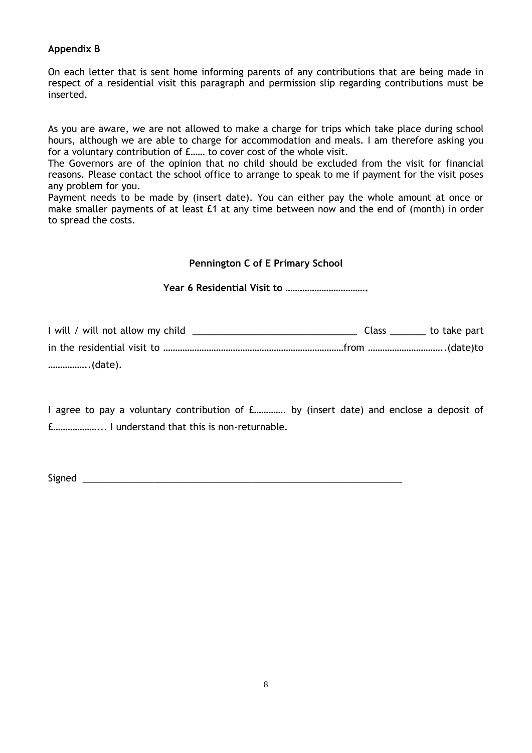**Appendix B**

On each letter that is sent home informing parents of any contributions that are being made in respect of a residential visit this paragraph and permission slip regarding contributions must be inserted.

As you are aware, we are not allowed to make a charge for trips which take place during school hours, although we are able to charge for accommodation and meals. I am therefore asking you for a voluntary contribution of £…… to cover cost of the whole visit.
The Governors are of the opinion that no child should be excluded from the visit for financial reasons. Please contact the school office to arrange to speak to me if payment for the visit poses any problem for you.
Payment needs to be made by (insert date). You can either pay the whole amount at once or make smaller payments of at least £1 at any time between now and the end of (month) in order to spread the costs.

**Pennington C of E Primary School**

**Year 6 Residential Visit to …………………………….**

I will / will not allow my child ________________________________ Class _______ to take part in the residential visit to …………………………………………………………………from …………………………..(date)to ……………..(date).

I agree to pay a voluntary contribution of £…………. by (insert date) and enclose a deposit of £……………….... I understand that this is non-returnable.

Signed _______________________________________________________________